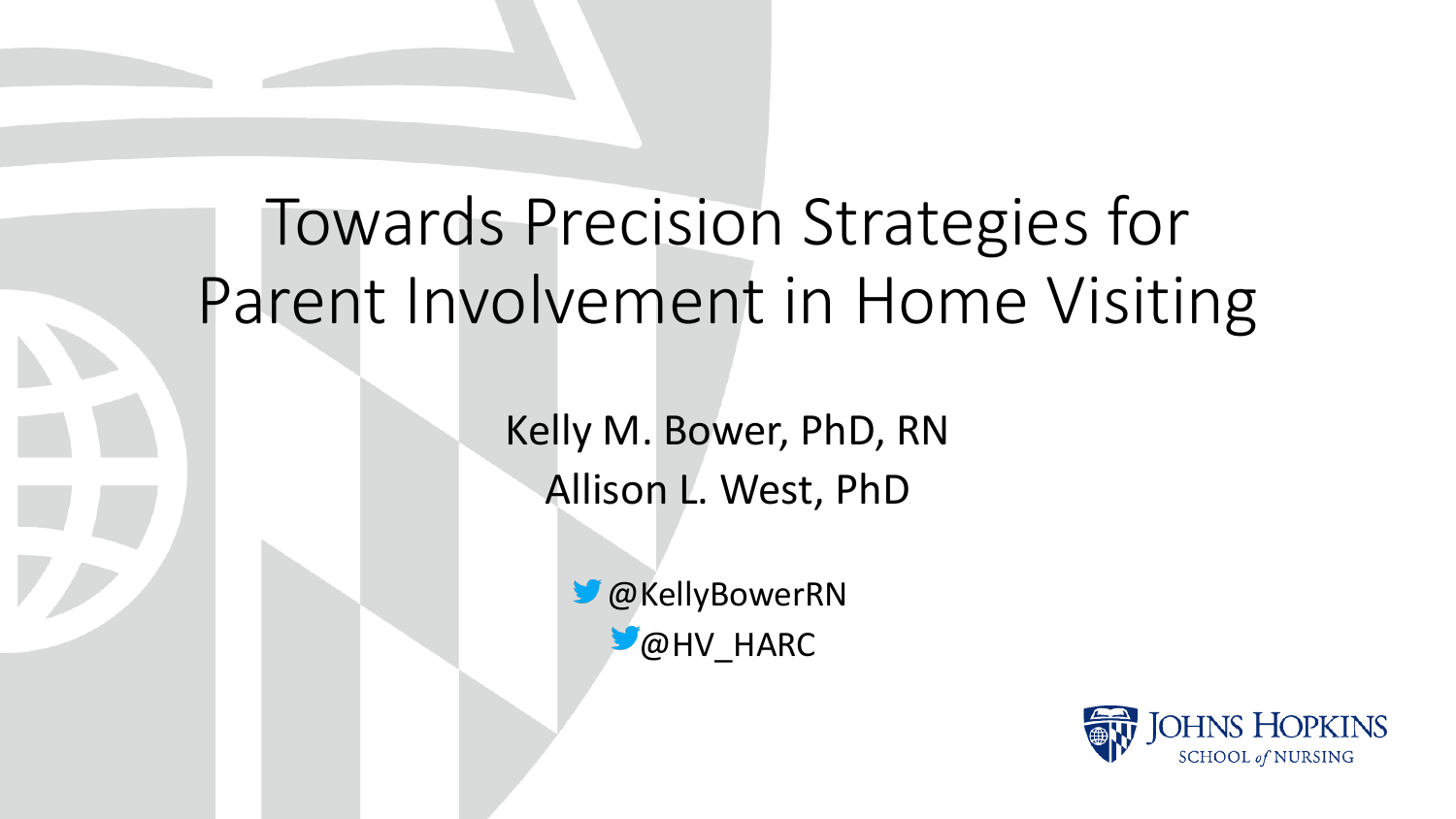# Towards Precision Strategies for Parent Involvement in Home Visiting

Kelly M. Bower, PhD, RN

Allison L. West, PhD

@KellyBowerRN

@HV_HARC

JOHNS HOPKINS SCHOOL *of* NURSING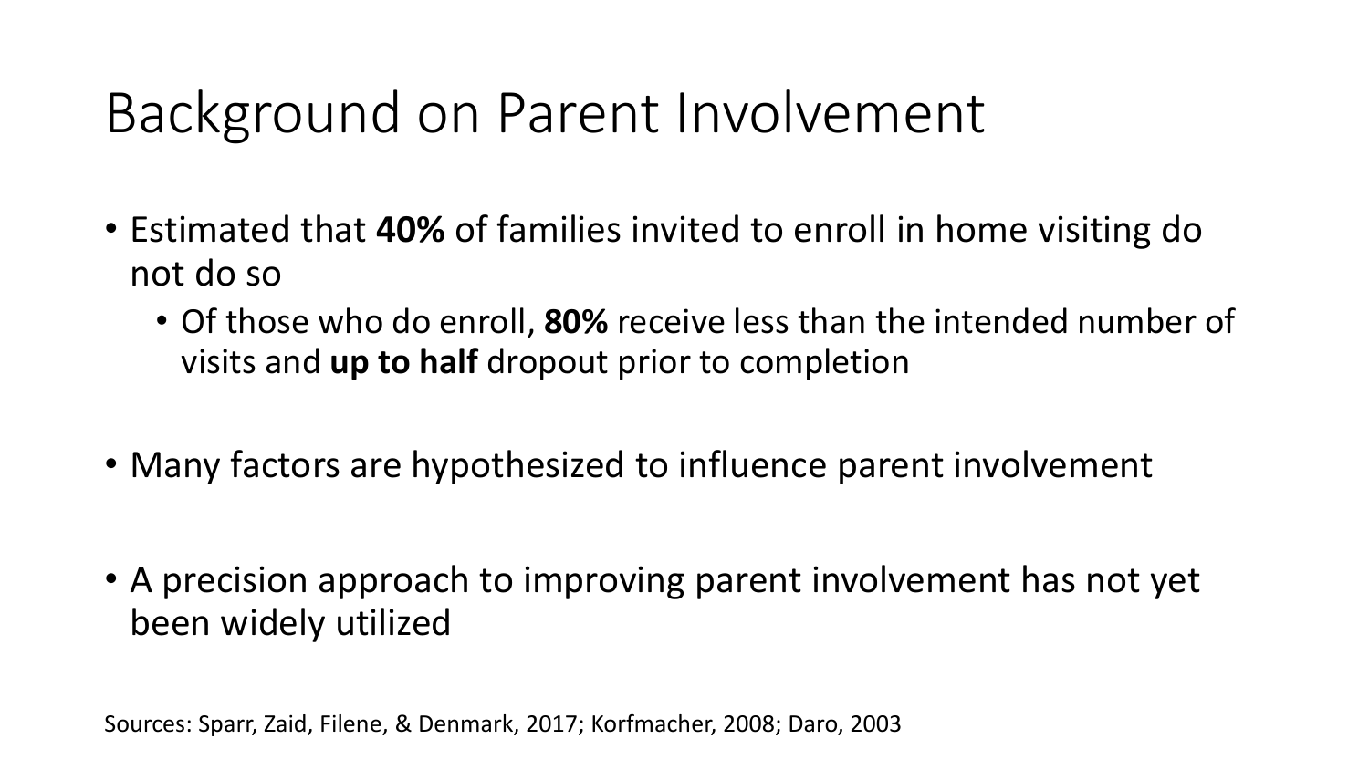# Background on Parent Involvement

- Estimated that **40%** of families invited to enroll in home visiting do not do so
  - Of those who do enroll, **80%** receive less than the intended number of visits and **up to half** dropout prior to completion
- Many factors are hypothesized to influence parent involvement
- A precision approach to improving parent involvement has not yet been widely utilized

Sources: Sparr, Zaid, Filene, & Denmark, 2017; Korfmacher, 2008; Daro, 2003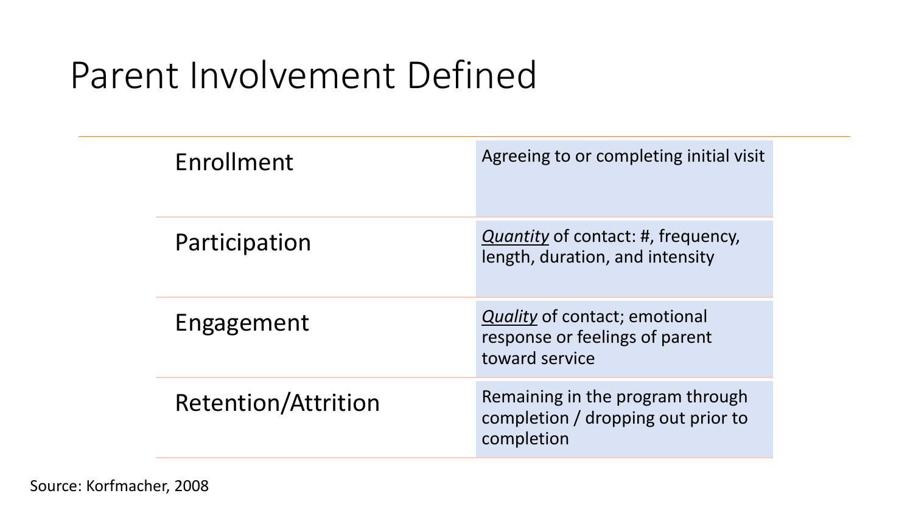# Parent Involvement Defined

| | |
|---|---|
| Enrollment | Agreeing to or completing initial visit |
| Participation | *Quantity* of contact: #, frequency, length, duration, and intensity |
| Engagement | *Quality* of contact; emotional response or feelings of parent toward service |
| Retention/Attrition | Remaining in the program through completion / dropping out prior to completion |

Source: Korfmacher, 2008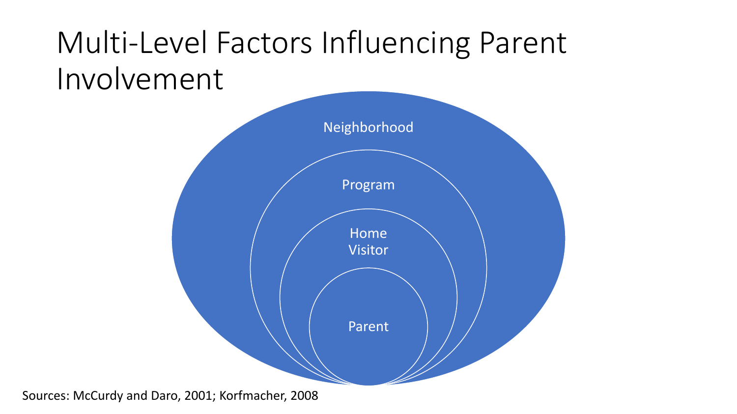# Multi-Level Factors Influencing Parent Involvement

Neighborhood

Program

Home Visitor

Parent

Sources: McCurdy and Daro, 2001; Korfmacher, 2008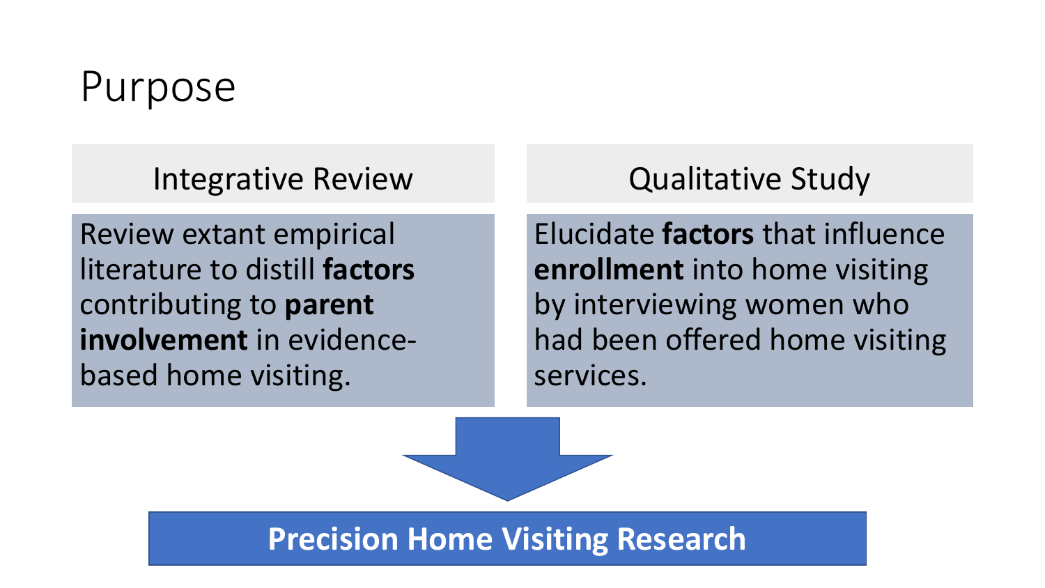# Purpose

## Integrative Review

Review extant empirical literature to distill **factors** contributing to **parent involvement** in evidence-based home visiting.

## Qualitative Study

Elucidate **factors** that influence **enrollment** into home visiting by interviewing women who had been offered home visiting services.

**Precision Home Visiting Research**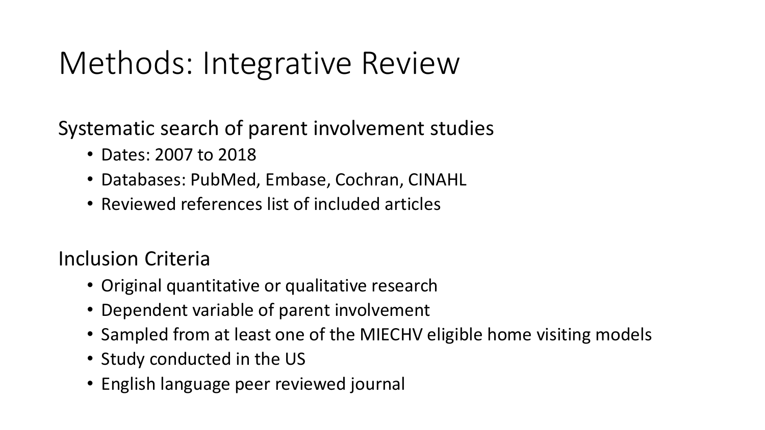# Methods: Integrative Review

Systematic search of parent involvement studies

- Dates: 2007 to 2018
- Databases: PubMed, Embase, Cochran, CINAHL
- Reviewed references list of included articles

Inclusion Criteria

- Original quantitative or qualitative research
- Dependent variable of parent involvement
- Sampled from at least one of the MIECHV eligible home visiting models
- Study conducted in the US
- English language peer reviewed journal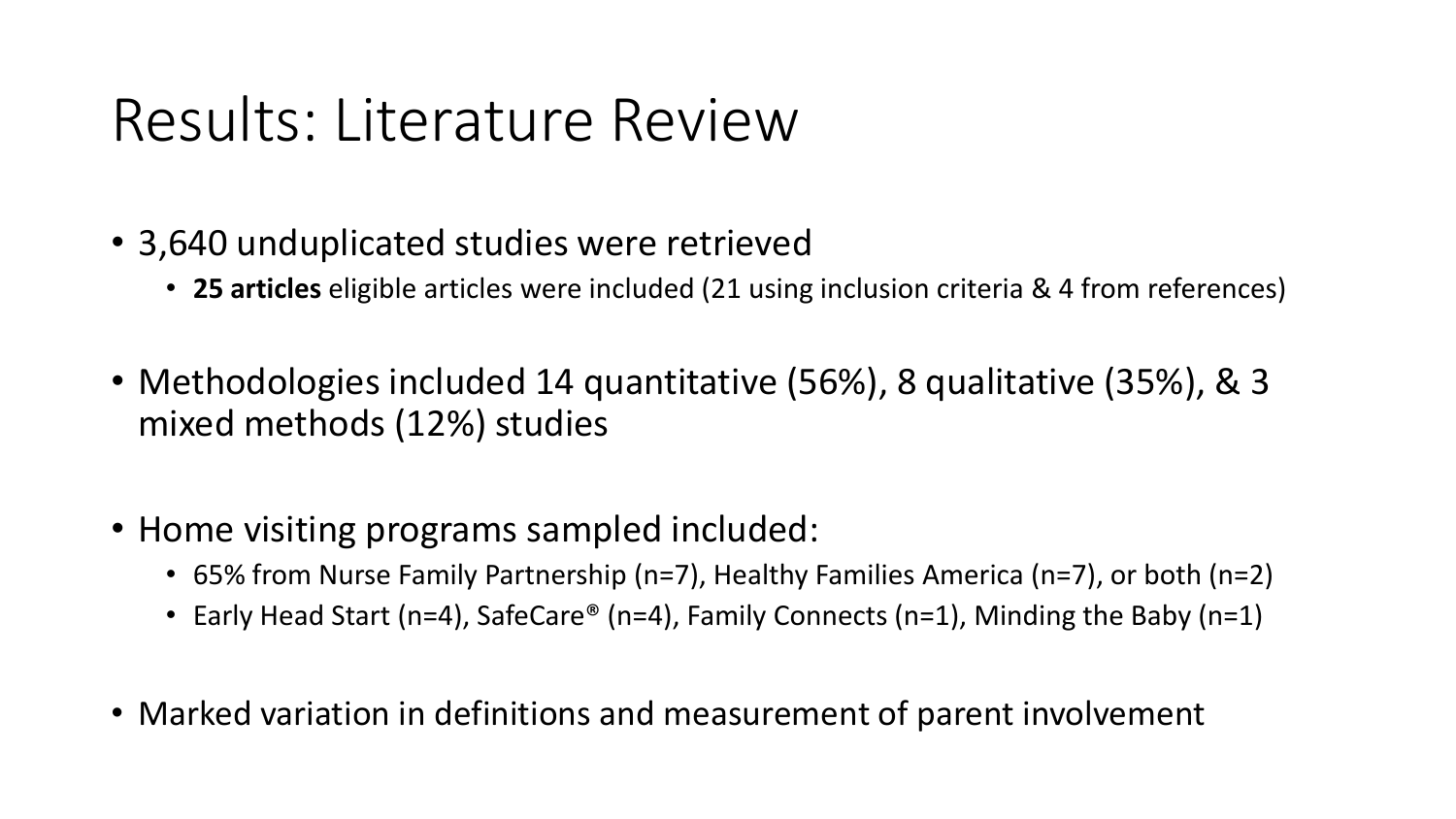# Results: Literature Review

- 3,640 unduplicated studies were retrieved
  - **25 articles** eligible articles were included (21 using inclusion criteria & 4 from references)

- Methodologies included 14 quantitative (56%), 8 qualitative (35%), & 3 mixed methods (12%) studies

- Home visiting programs sampled included:
  - 65% from Nurse Family Partnership (n=7), Healthy Families America (n=7), or both (n=2)
  - Early Head Start (n=4), SafeCare® (n=4), Family Connects (n=1), Minding the Baby (n=1)

- Marked variation in definitions and measurement of parent involvement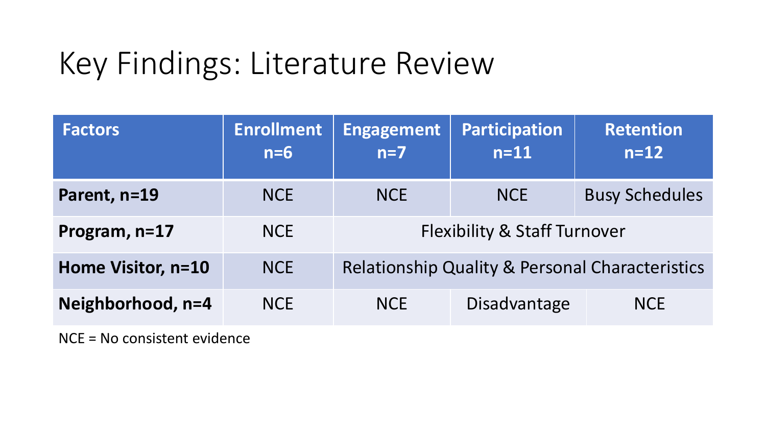# Key Findings: Literature Review

| Factors | Enrollment n=6 | Engagement n=7 | Participation n=11 | Retention n=12 |
|---|---|---|---|---|
| **Parent, n=19** | NCE | NCE | NCE | Busy Schedules |
| **Program, n=17** | NCE | Flexibility & Staff Turnover | | |
| **Home Visitor, n=10** | NCE | Relationship Quality & Personal Characteristics | | |
| **Neighborhood, n=4** | NCE | NCE | Disadvantage | NCE |

NCE = No consistent evidence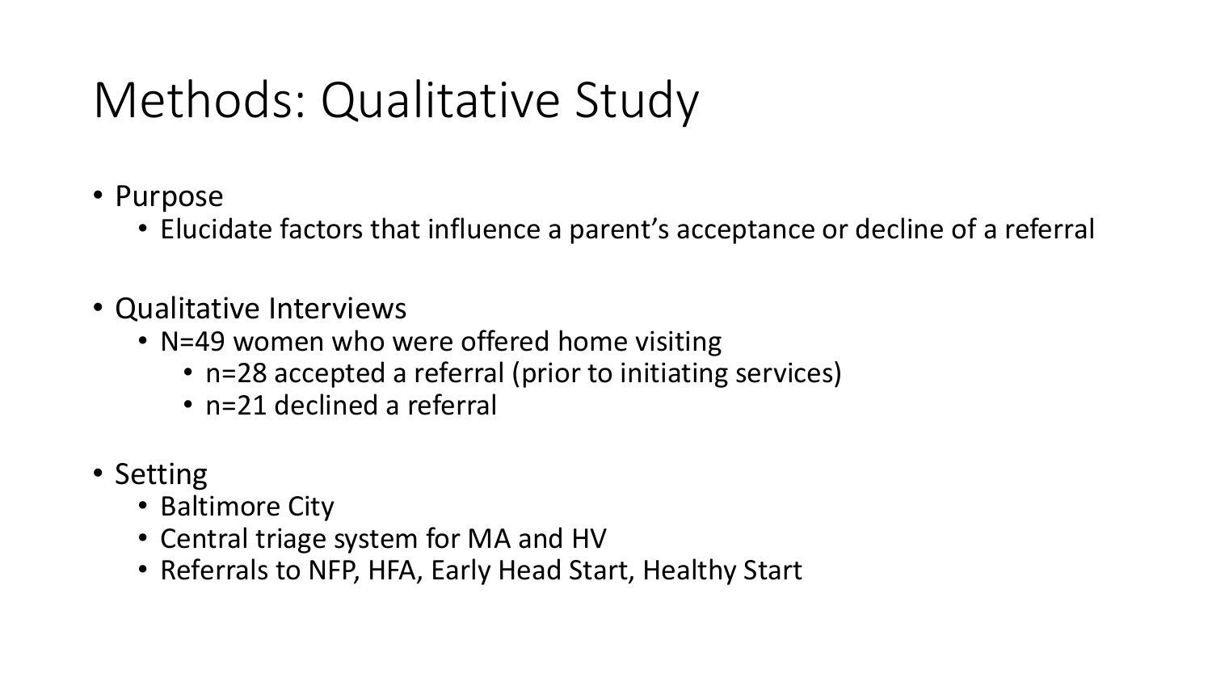# Methods: Qualitative Study

- Purpose
  - Elucidate factors that influence a parent's acceptance or decline of a referral
- Qualitative Interviews
  - N=49 women who were offered home visiting
    - n=28 accepted a referral (prior to initiating services)
    - n=21 declined a referral
- Setting
  - Baltimore City
  - Central triage system for MA and HV
  - Referrals to NFP, HFA, Early Head Start, Healthy Start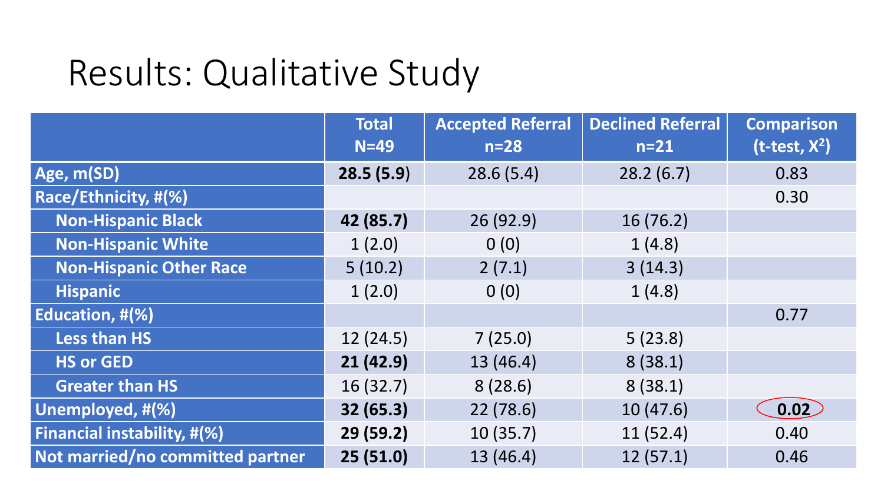# Results: Qualitative Study

| | Total N=49 | Accepted Referral n=28 | Declined Referral n=21 | Comparison (t-test, $X^2$) |
|---|---|---|---|---|
| **Age, m(SD)** | **28.5 (5.9)** | 28.6 (5.4) | 28.2 (6.7) | 0.83 |
| **Race/Ethnicity, #(%)** | | | | 0.30 |
| **Non-Hispanic Black** | **42 (85.7)** | 26 (92.9) | 16 (76.2) | |
| **Non-Hispanic White** | 1 (2.0) | 0 (0) | 1 (4.8) | |
| **Non-Hispanic Other Race** | 5 (10.2) | 2 (7.1) | 3 (14.3) | |
| **Hispanic** | 1 (2.0) | 0 (0) | 1 (4.8) | |
| **Education, #(%)** | | | | 0.77 |
| **Less than HS** | 12 (24.5) | 7 (25.0) | 5 (23.8) | |
| **HS or GED** | **21 (42.9)** | 13 (46.4) | 8 (38.1) | |
| **Greater than HS** | 16 (32.7) | 8 (28.6) | 8 (38.1) | |
| **Unemployed, #(%)** | **32 (65.3)** | 22 (78.6) | 10 (47.6) | **0.02** |
| **Financial instability, #(%)** | **29 (59.2)** | 10 (35.7) | 11 (52.4) | 0.40 |
| **Not married/no committed partner** | **25 (51.0)** | 13 (46.4) | 12 (57.1) | 0.46 |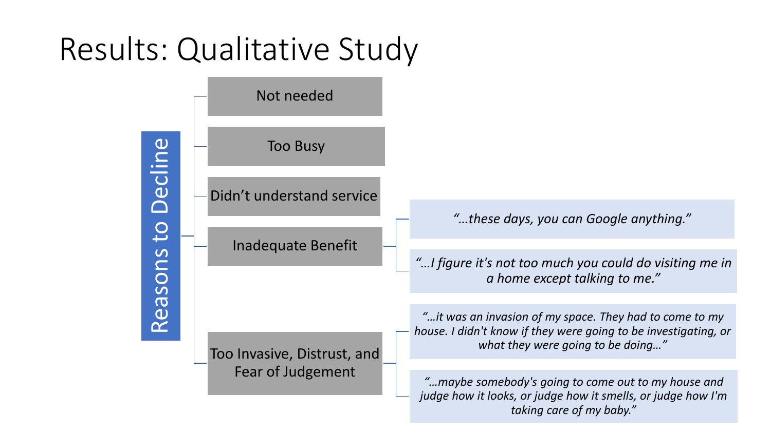# Results: Qualitative Study

## Reasons to Decline

- Not needed
- Too Busy
- Didn't understand service
- Inadequate Benefit
  - *"…these days, you can Google anything."*
  - *"…I figure it's not too much you could do visiting me in a home except talking to me."*
- Too Invasive, Distrust, and Fear of Judgement
  - *"…it was an invasion of my space. They had to come to my house. I didn't know if they were going to be investigating, or what they were going to be doing…"*
  - *"…maybe somebody's going to come out to my house and judge how it looks, or judge how it smells, or judge how I'm taking care of my baby."*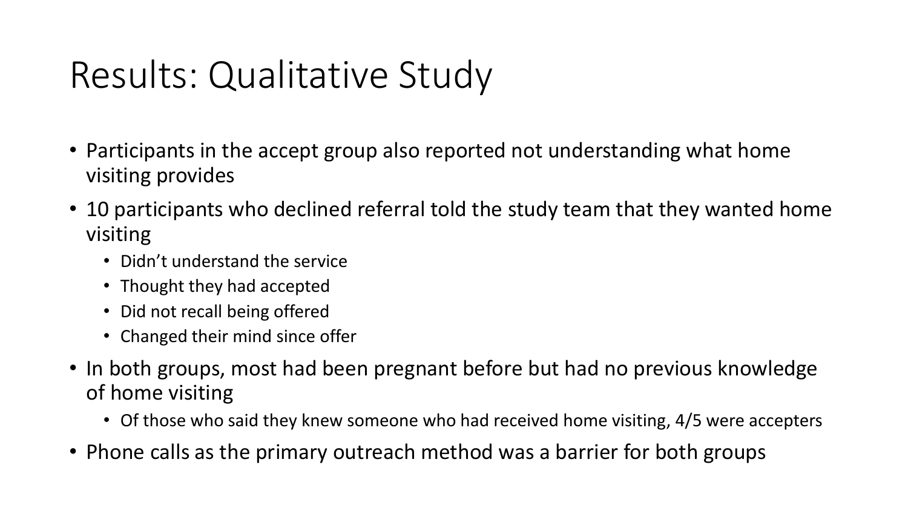# Results: Qualitative Study

- Participants in the accept group also reported not understanding what home visiting provides
- 10 participants who declined referral told the study team that they wanted home visiting
  - Didn't understand the service
  - Thought they had accepted
  - Did not recall being offered
  - Changed their mind since offer
- In both groups, most had been pregnant before but had no previous knowledge of home visiting
  - Of those who said they knew someone who had received home visiting, 4/5 were accepters
- Phone calls as the primary outreach method was a barrier for both groups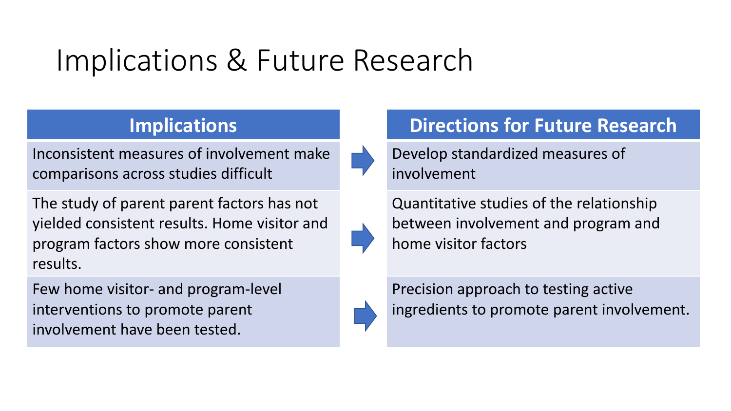# Implications & Future Research

| Implications | | Directions for Future Research |
|---|---|---|
| Inconsistent measures of involvement make comparisons across studies difficult | → | Develop standardized measures of involvement |
| The study of parent parent factors has not yielded consistent results. Home visitor and program factors show more consistent results. | → | Quantitative studies of the relationship between involvement and program and home visitor factors |
| Few home visitor- and program-level interventions to promote parent involvement have been tested. | → | Precision approach to testing active ingredients to promote parent involvement. |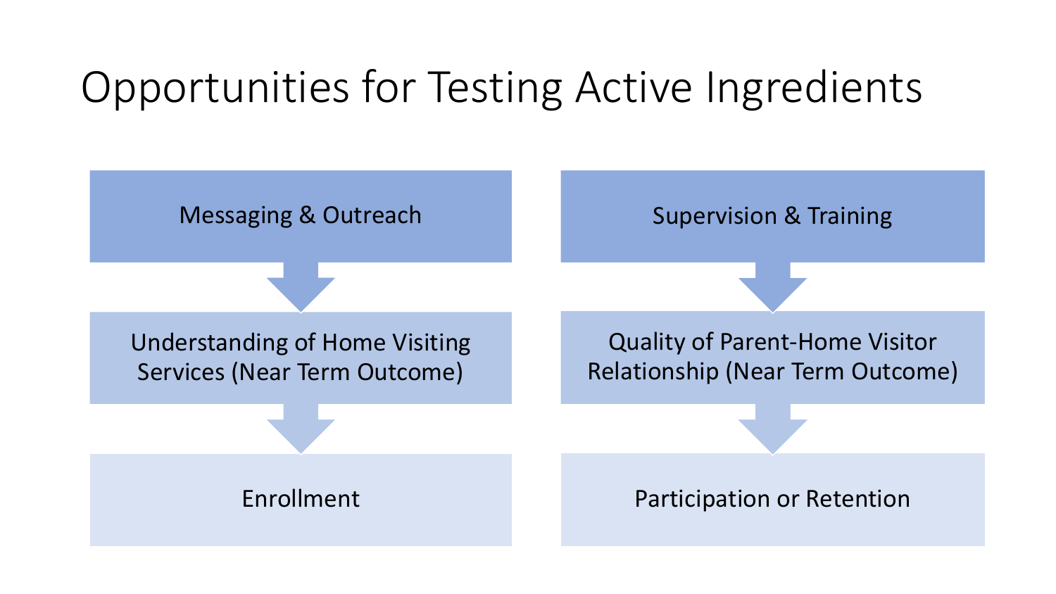# Opportunities for Testing Active Ingredients

Messaging & Outreach

Understanding of Home Visiting Services (Near Term Outcome)

Enrollment

Supervision & Training

Quality of Parent-Home Visitor Relationship (Near Term Outcome)

Participation or Retention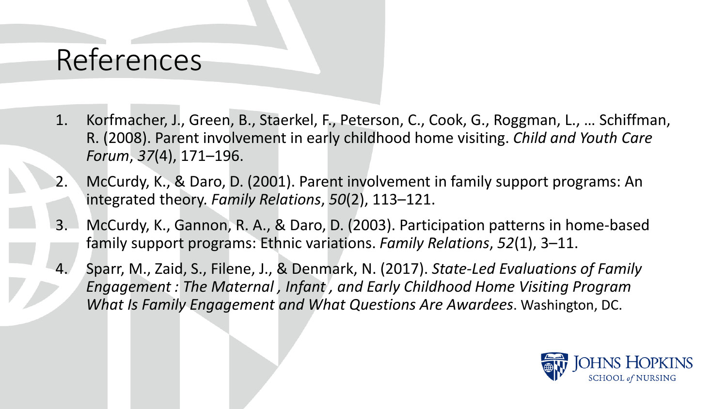# References

1. Korfmacher, J., Green, B., Staerkel, F., Peterson, C., Cook, G., Roggman, L., … Schiffman, R. (2008). Parent involvement in early childhood home visiting. *Child and Youth Care Forum*, *37*(4), 171–196.
2. McCurdy, K., & Daro, D. (2001). Parent involvement in family support programs: An integrated theory. *Family Relations*, *50*(2), 113–121.
3. McCurdy, K., Gannon, R. A., & Daro, D. (2003). Participation patterns in home-based family support programs: Ethnic variations. *Family Relations*, *52*(1), 3–11.
4. Sparr, M., Zaid, S., Filene, J., & Denmark, N. (2017). *State-Led Evaluations of Family Engagement : The Maternal , Infant , and Early Childhood Home Visiting Program What Is Family Engagement and What Questions Are Awardees*. Washington, DC.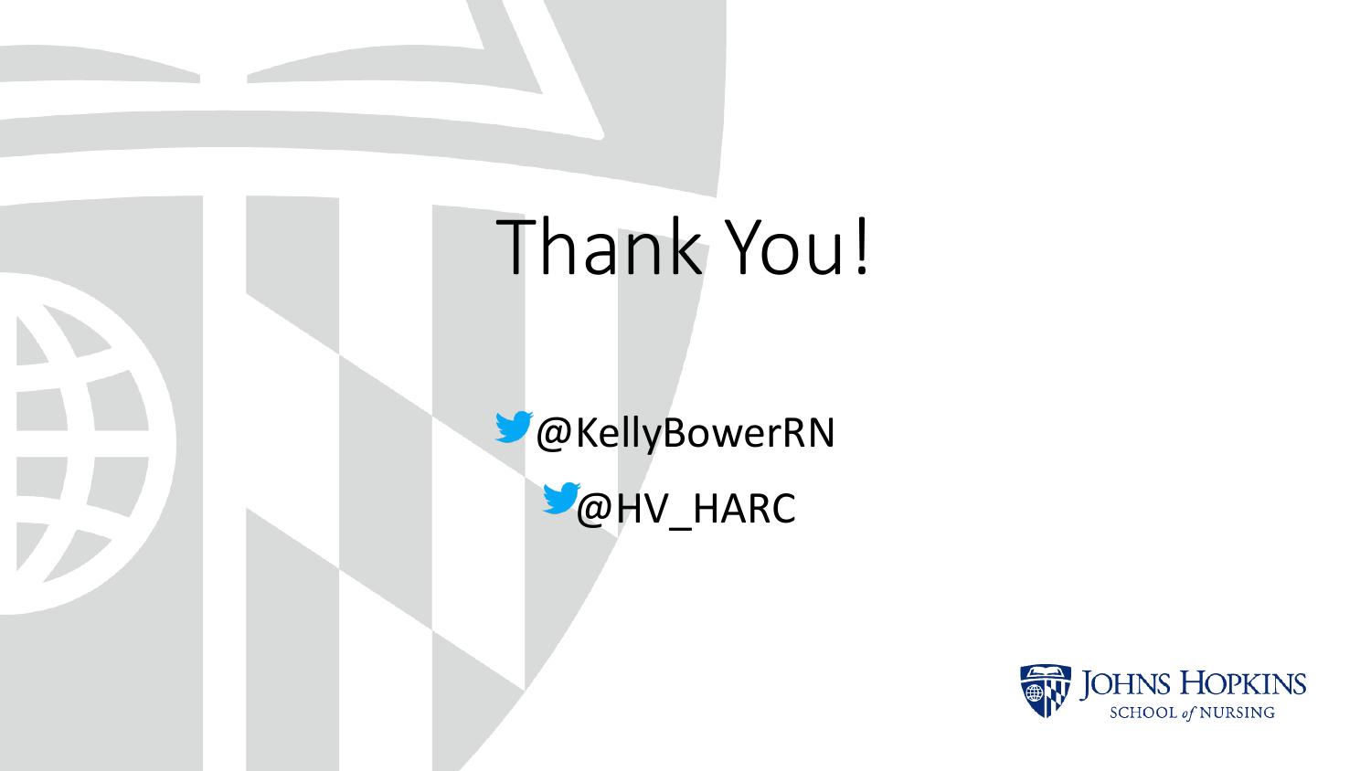# Thank You!

@KellyBowerRN

@HV_HARC

Johns Hopkins School of Nursing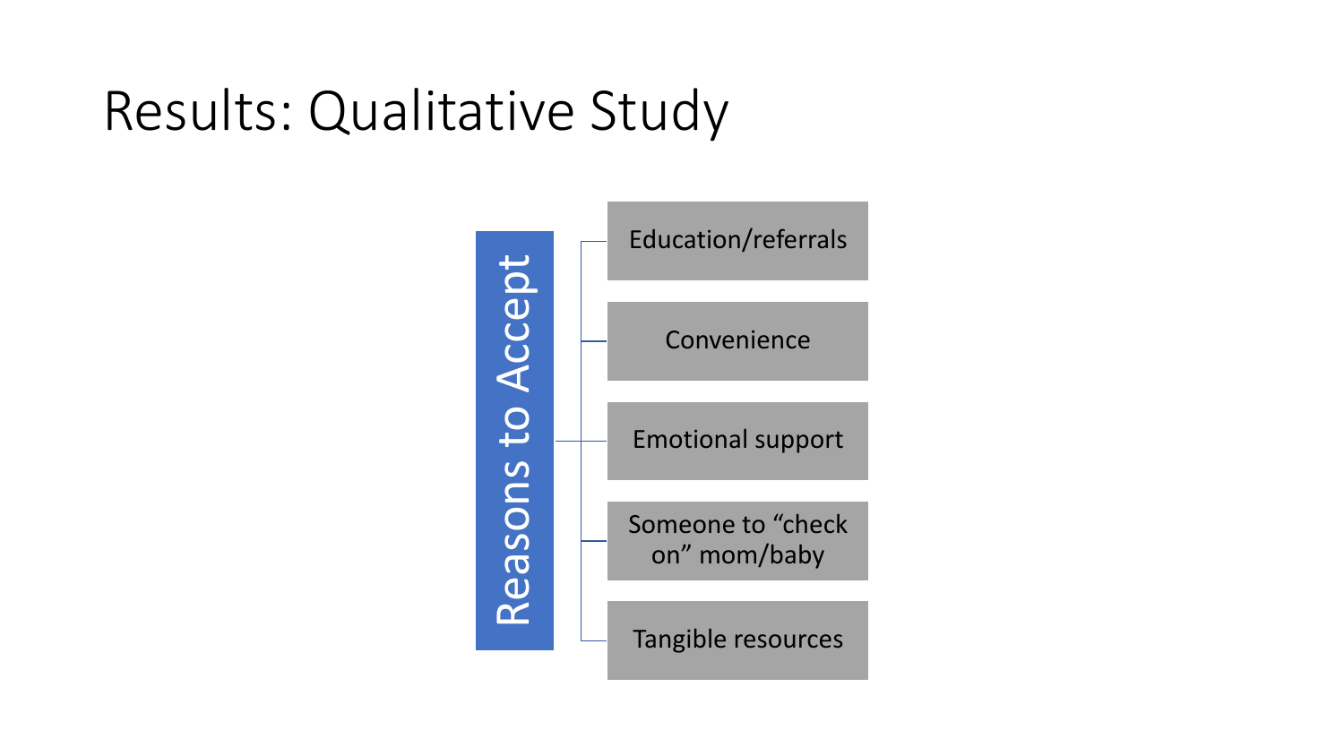# Results: Qualitative Study

Reasons to Accept

- Education/referrals
- Convenience
- Emotional support
- Someone to “check on” mom/baby
- Tangible resources